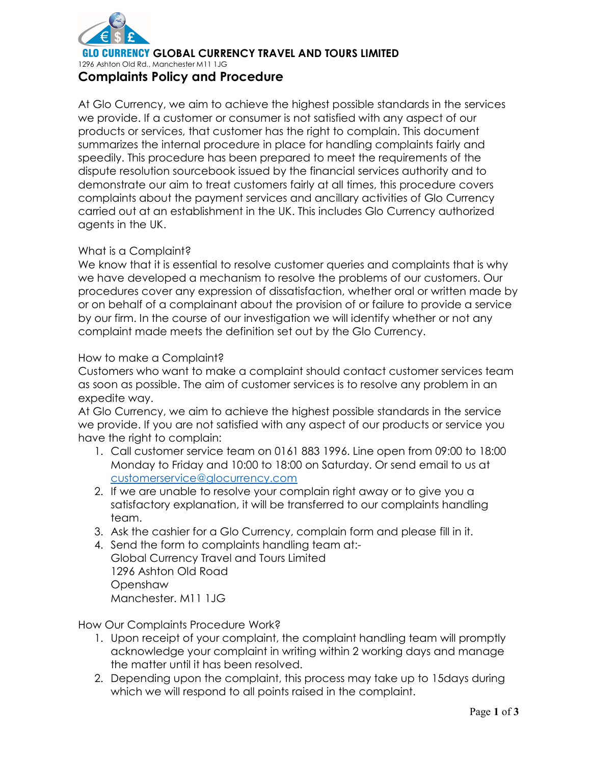**GLO CURRENCY GLOBAL CURRENCY TRAVEL AND TOURS LIMITED**

1296 Ashton Old Rd., Manchester M11 1JG

# Complaints Policy and Procedure

At Glo Currency, we aim to achieve the highest possible standards in the services we provide. If a customer or consumer is not satisfied with any aspect of our products or services, that customer has the right to complain. This document summarizes the internal procedure in place for handling complaints fairly and speedily. This procedure has been prepared to meet the requirements of the dispute resolution sourcebook issued by the financial services authority and to demonstrate our aim to treat customers fairly at all times, this procedure covers complaints about the payment services and ancillary activities of Glo Currency carried out at an establishment in the UK. This includes Glo Currency authorized agents in the UK.

## What is a Complaint?

We know that it is essential to resolve customer queries and complaints that is why we have developed a mechanism to resolve the problems of our customers. Our procedures cover any expression of dissatisfaction, whether oral or written made by or on behalf of a complainant about the provision of or failure to provide a service by our firm. In the course of our investigation we will identify whether or not any complaint made meets the definition set out by the Glo Currency.

## How to make a Complaint?

Customers who want to make a complaint should contact customer services team as soon as possible. The aim of customer services is to resolve any problem in an expedite way.

At Glo Currency, we aim to achieve the highest possible standards in the service we provide. If you are not satisfied with any aspect of our products or service you have the right to complain:

1. Call customer service team on 0161 883 1996. Line open from 09:00 to 18:00 Monday to Friday and 10:00 to 18:00 on Saturday. Or send email to us at customerservice@glocurrency.com
2. If we are unable to resolve your complain right away or to give you a satisfactory explanation, it will be transferred to our complaints handling team.
3. Ask the cashier for a Glo Currency, complain form and please fill in it.
4. Send the form to complaints handling team at:-
   Global Currency Travel and Tours Limited
   1296 Ashton Old Road
   Openshaw
   Manchester. M11 1JG

## How Our Complaints Procedure Work?

1. Upon receipt of your complaint, the complaint handling team will promptly acknowledge your complaint in writing within 2 working days and manage the matter until it has been resolved.
2. Depending upon the complaint, this process may take up to 15days during which we will respond to all points raised in the complaint.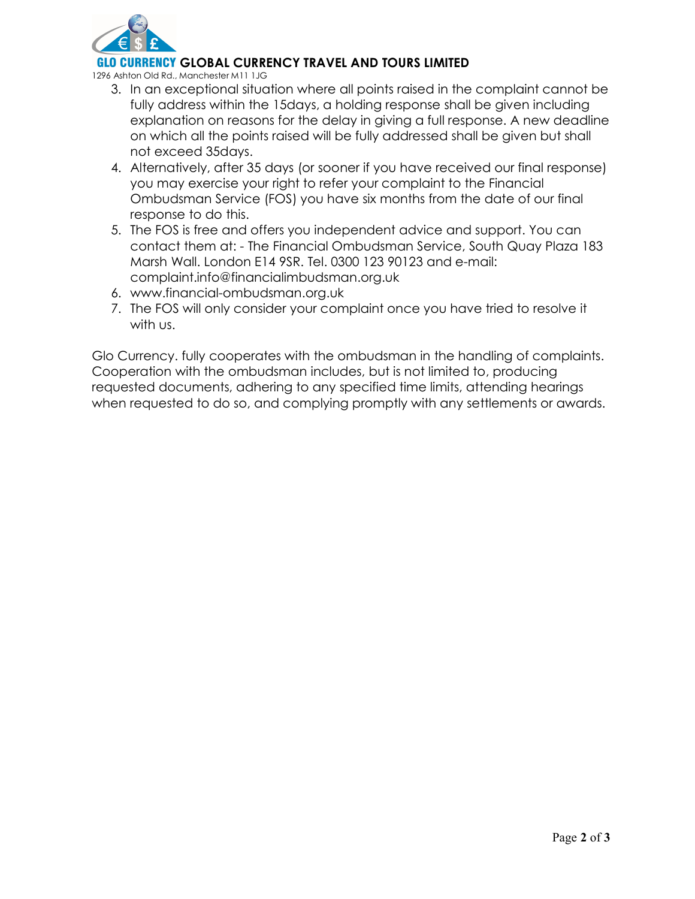3. In an exceptional situation where all points raised in the complaint cannot be fully address within the 15days, a holding response shall be given including explanation on reasons for the delay in giving a full response. A new deadline on which all the points raised will be fully addressed shall be given but shall not exceed 35days.
4. Alternatively, after 35 days (or sooner if you have received our final response) you may exercise your right to refer your complaint to the Financial Ombudsman Service (FOS) you have six months from the date of our final response to do this.
5. The FOS is free and offers you independent advice and support. You can contact them at: - The Financial Ombudsman Service, South Quay Plaza 183 Marsh Wall. London E14 9SR. Tel. 0300 123 90123 and e-mail: complaint.info@financialimbudsman.org.uk
6. www.financial-ombudsman.org.uk
7. The FOS will only consider your complaint once you have tried to resolve it with us.

Glo Currency. fully cooperates with the ombudsman in the handling of complaints. Cooperation with the ombudsman includes, but is not limited to, producing requested documents, adhering to any specified time limits, attending hearings when requested to do so, and complying promptly with any settlements or awards.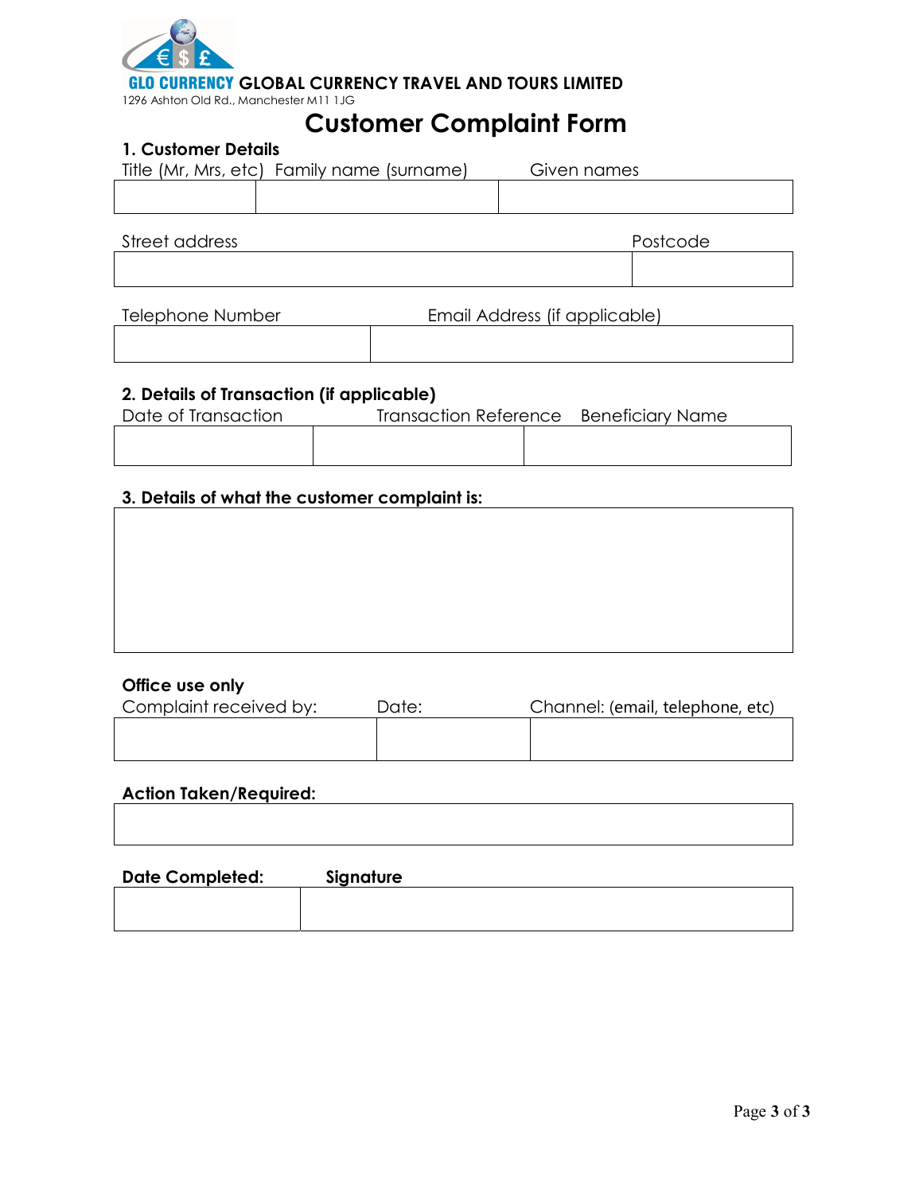**GLO CURRENCY GLOBAL CURRENCY TRAVEL AND TOURS LIMITED**

1296 Ashton Old Rd., Manchester M11 1JG

# Customer Complaint Form

## 1. Customer Details

| Title (Mr, Mrs, etc) | Family name (surname) | Given names |
|---|---|---|
| | | |

| Street address | Postcode |
|---|---|
| | |

| Telephone Number | Email Address (if applicable) |
|---|---|
| | |

## 2. Details of Transaction (if applicable)

| Date of Transaction | Transaction Reference | Beneficiary Name |
|---|---|---|
| | | |

## 3. Details of what the customer complaint is:

| |
|---|
| |

**Office use only**

| Complaint received by: | Date: | Channel: (email, telephone, etc) |
|---|---|---|
| | | |

**Action Taken/Required:**

| |
|---|
| |

| **Date Completed:** | **Signature** |
|---|---|
| | |